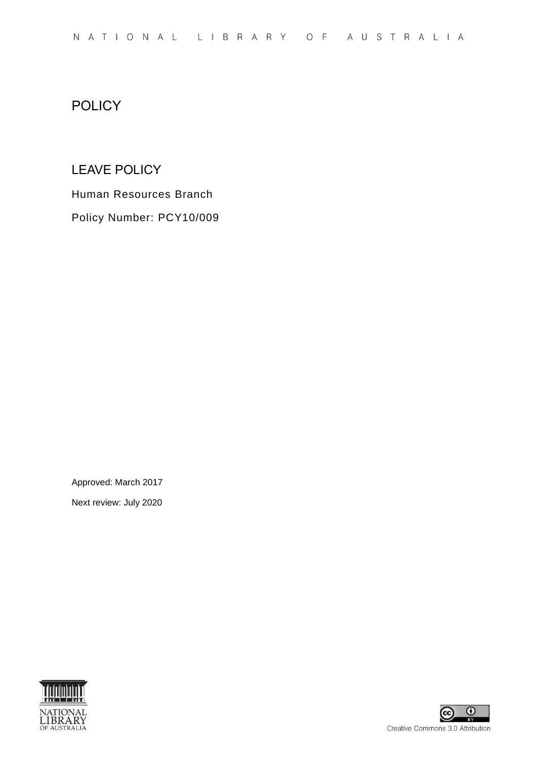NATIONAL LIBRARY OF AUSTRALIA

# POLICY

## LEAVE POLICY

Human Resources Branch

Policy Number: PCY10/009

Approved: March 2017

Next review: July 2020

Creative Commons 3.0 Attribution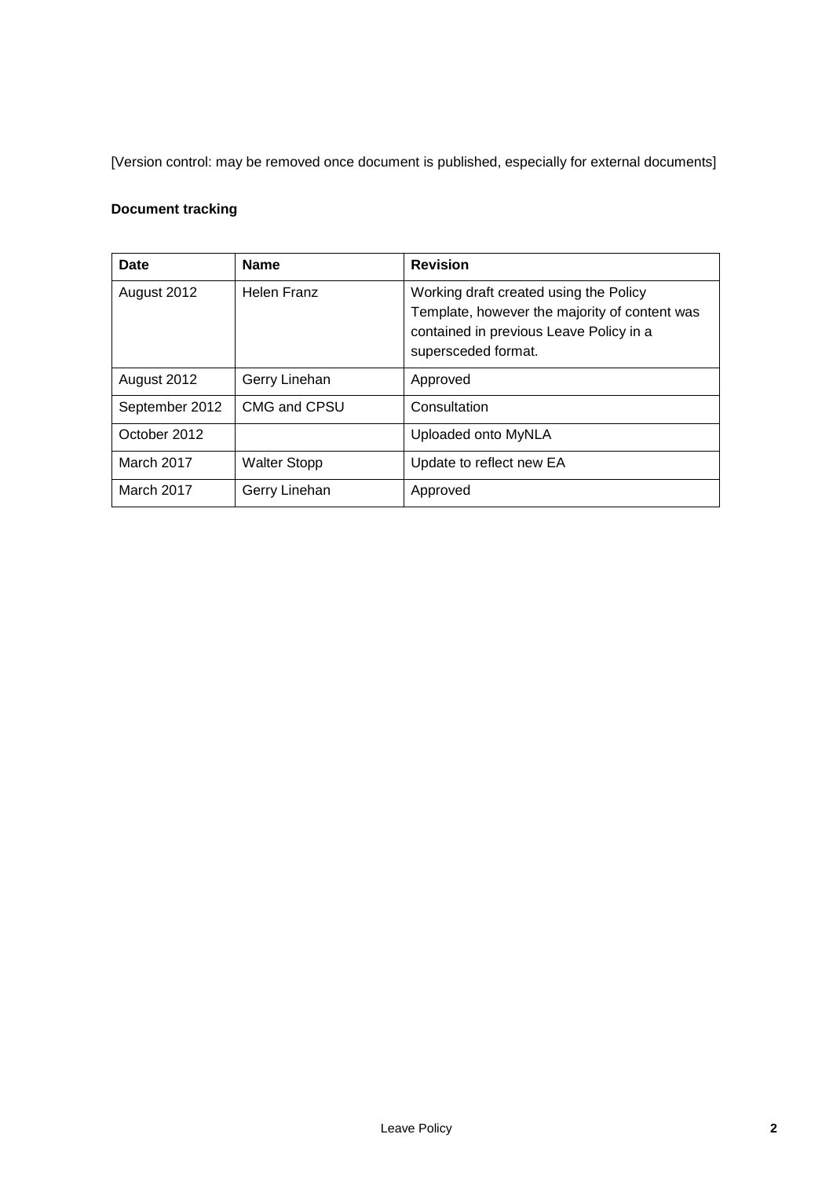[Version control: may be removed once document is published, especially for external documents]

**Document tracking**

| Date | Name | Revision |
|---|---|---|
| August 2012 | Helen Franz | Working draft created using the Policy Template, however the majority of content was contained in previous Leave Policy in a supersceded format. |
| August 2012 | Gerry Linehan | Approved |
| September 2012 | CMG and CPSU | Consultation |
| October 2012 | | Uploaded onto MyNLA |
| March 2017 | Walter Stopp | Update to reflect new EA |
| March 2017 | Gerry Linehan | Approved |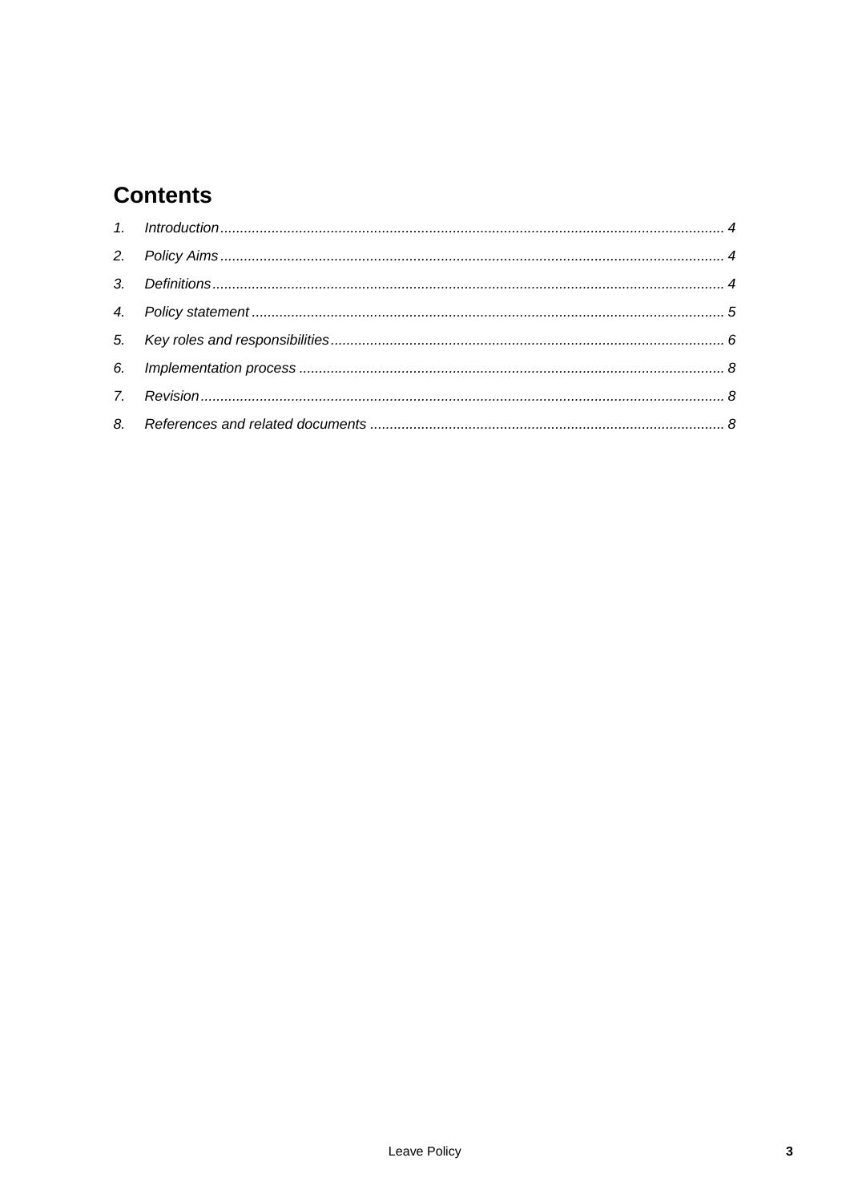## Contents

1. *Introduction* ........ 4
2. *Policy Aims* ........ 4
3. *Definitions* ........ 4
4. *Policy statement* ........ 5
5. *Key roles and responsibilities* ........ 6
6. *Implementation process* ........ 8
7. *Revision* ........ 8
8. *References and related documents* ........ 8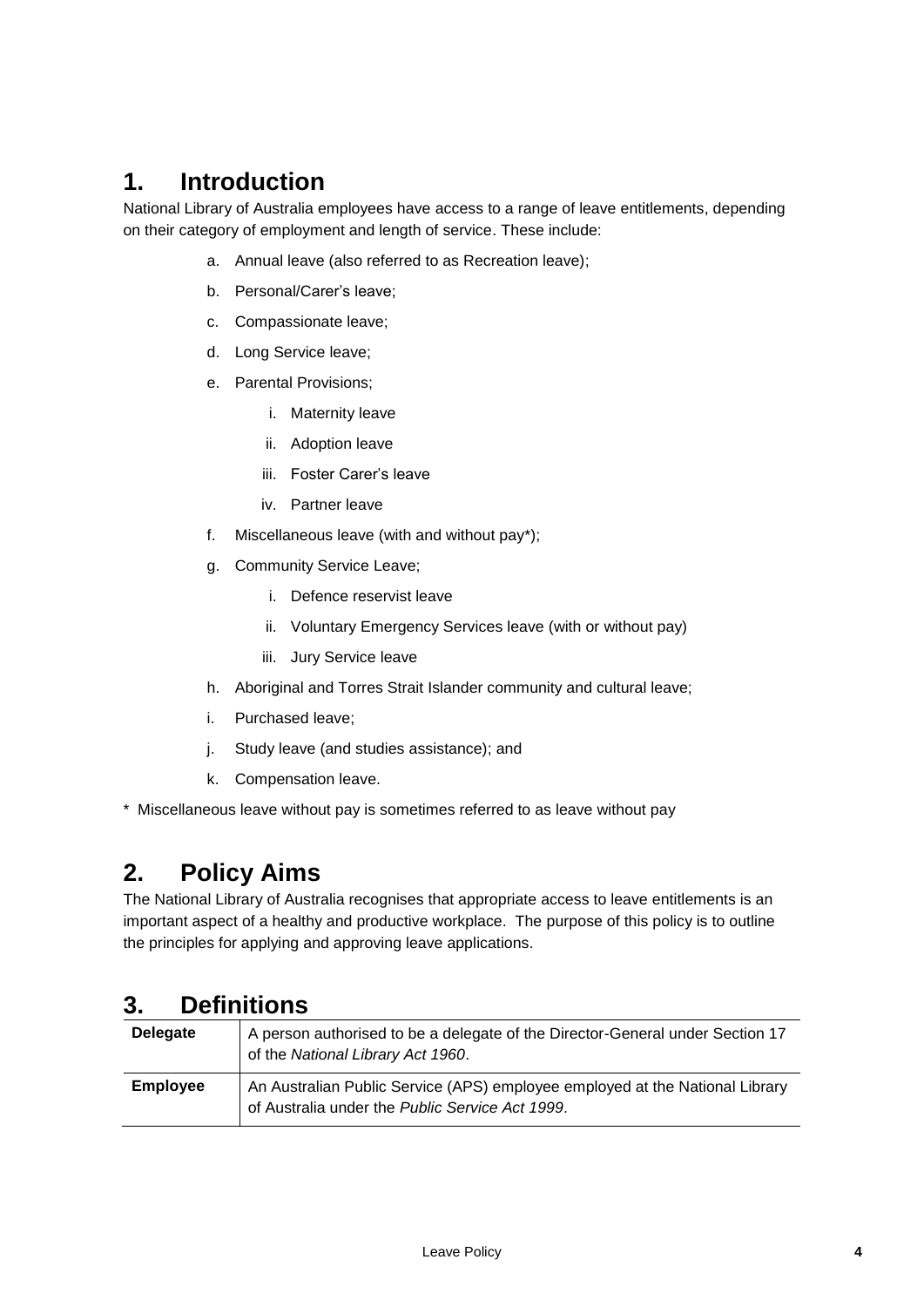## 1. Introduction

National Library of Australia employees have access to a range of leave entitlements, depending on their category of employment and length of service. These include:

a. Annual leave (also referred to as Recreation leave);
b. Personal/Carer's leave;
c. Compassionate leave;
d. Long Service leave;
e. Parental Provisions;
   i. Maternity leave
   ii. Adoption leave
   iii. Foster Carer's leave
   iv. Partner leave
f. Miscellaneous leave (with and without pay*);
g. Community Service Leave;
   i. Defence reservist leave
   ii. Voluntary Emergency Services leave (with or without pay)
   iii. Jury Service leave
h. Aboriginal and Torres Strait Islander community and cultural leave;
i. Purchased leave;
j. Study leave (and studies assistance); and
k. Compensation leave.

* Miscellaneous leave without pay is sometimes referred to as leave without pay

## 2. Policy Aims

The National Library of Australia recognises that appropriate access to leave entitlements is an important aspect of a healthy and productive workplace. The purpose of this policy is to outline the principles for applying and approving leave applications.

## 3. Definitions

| | |
|---|---|
| **Delegate** | A person authorised to be a delegate of the Director-General under Section 17 of the *National Library Act 1960*. |
| **Employee** | An Australian Public Service (APS) employee employed at the National Library of Australia under the *Public Service Act 1999*. |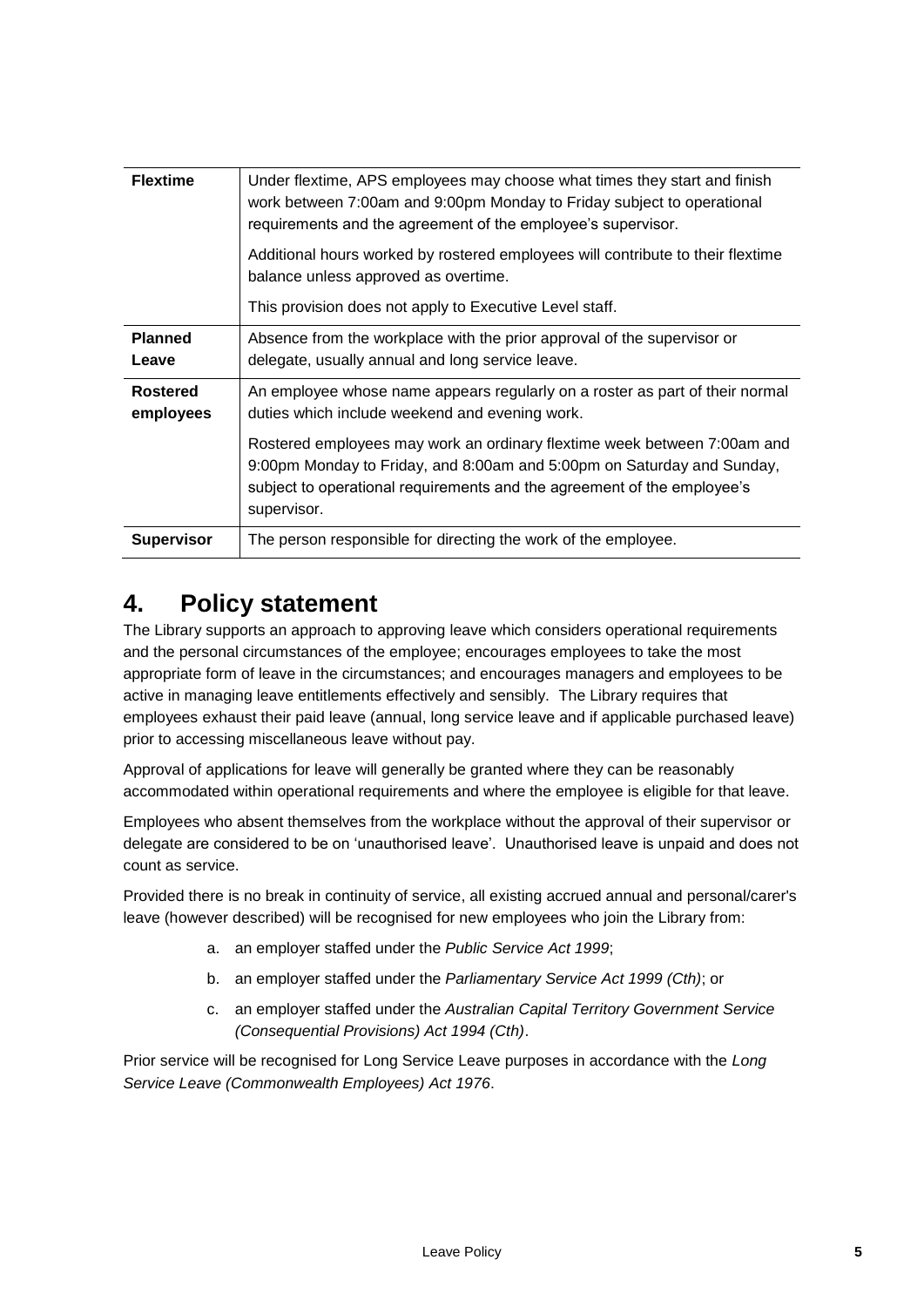| | |
|---|---|
| **Flextime** | Under flextime, APS employees may choose what times they start and finish work between 7:00am and 9:00pm Monday to Friday subject to operational requirements and the agreement of the employee's supervisor.<br><br>Additional hours worked by rostered employees will contribute to their flextime balance unless approved as overtime.<br><br>This provision does not apply to Executive Level staff. |
| **Planned Leave** | Absence from the workplace with the prior approval of the supervisor or delegate, usually annual and long service leave. |
| **Rostered employees** | An employee whose name appears regularly on a roster as part of their normal duties which include weekend and evening work.<br><br>Rostered employees may work an ordinary flextime week between 7:00am and 9:00pm Monday to Friday, and 8:00am and 5:00pm on Saturday and Sunday, subject to operational requirements and the agreement of the employee's supervisor. |
| **Supervisor** | The person responsible for directing the work of the employee. |

# 4. Policy statement

The Library supports an approach to approving leave which considers operational requirements and the personal circumstances of the employee; encourages employees to take the most appropriate form of leave in the circumstances; and encourages managers and employees to be active in managing leave entitlements effectively and sensibly. The Library requires that employees exhaust their paid leave (annual, long service leave and if applicable purchased leave) prior to accessing miscellaneous leave without pay.

Approval of applications for leave will generally be granted where they can be reasonably accommodated within operational requirements and where the employee is eligible for that leave.

Employees who absent themselves from the workplace without the approval of their supervisor or delegate are considered to be on 'unauthorised leave'. Unauthorised leave is unpaid and does not count as service.

Provided there is no break in continuity of service, all existing accrued annual and personal/carer's leave (however described) will be recognised for new employees who join the Library from:

a. an employer staffed under the *Public Service Act 1999*;

b. an employer staffed under the *Parliamentary Service Act 1999 (Cth)*; or

c. an employer staffed under the *Australian Capital Territory Government Service (Consequential Provisions) Act 1994 (Cth)*.

Prior service will be recognised for Long Service Leave purposes in accordance with the *Long Service Leave (Commonwealth Employees) Act 1976*.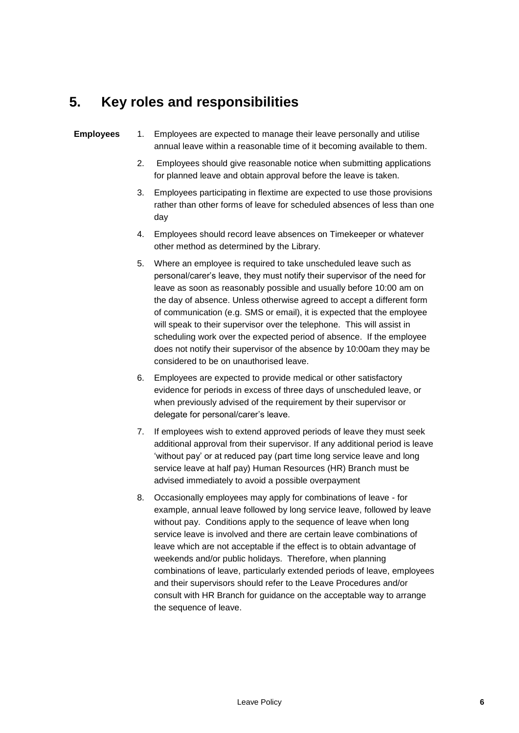## 5. Key roles and responsibilities

**Employees**

1. Employees are expected to manage their leave personally and utilise annual leave within a reasonable time of it becoming available to them.
2. Employees should give reasonable notice when submitting applications for planned leave and obtain approval before the leave is taken.
3. Employees participating in flextime are expected to use those provisions rather than other forms of leave for scheduled absences of less than one day
4. Employees should record leave absences on Timekeeper or whatever other method as determined by the Library.
5. Where an employee is required to take unscheduled leave such as personal/carer's leave, they must notify their supervisor of the need for leave as soon as reasonably possible and usually before 10:00 am on the day of absence. Unless otherwise agreed to accept a different form of communication (e.g. SMS or email), it is expected that the employee will speak to their supervisor over the telephone. This will assist in scheduling work over the expected period of absence. If the employee does not notify their supervisor of the absence by 10:00am they may be considered to be on unauthorised leave.
6. Employees are expected to provide medical or other satisfactory evidence for periods in excess of three days of unscheduled leave, or when previously advised of the requirement by their supervisor or delegate for personal/carer's leave.
7. If employees wish to extend approved periods of leave they must seek additional approval from their supervisor. If any additional period is leave 'without pay' or at reduced pay (part time long service leave and long service leave at half pay) Human Resources (HR) Branch must be advised immediately to avoid a possible overpayment
8. Occasionally employees may apply for combinations of leave - for example, annual leave followed by long service leave, followed by leave without pay. Conditions apply to the sequence of leave when long service leave is involved and there are certain leave combinations of leave which are not acceptable if the effect is to obtain advantage of weekends and/or public holidays. Therefore, when planning combinations of leave, particularly extended periods of leave, employees and their supervisors should refer to the Leave Procedures and/or consult with HR Branch for guidance on the acceptable way to arrange the sequence of leave.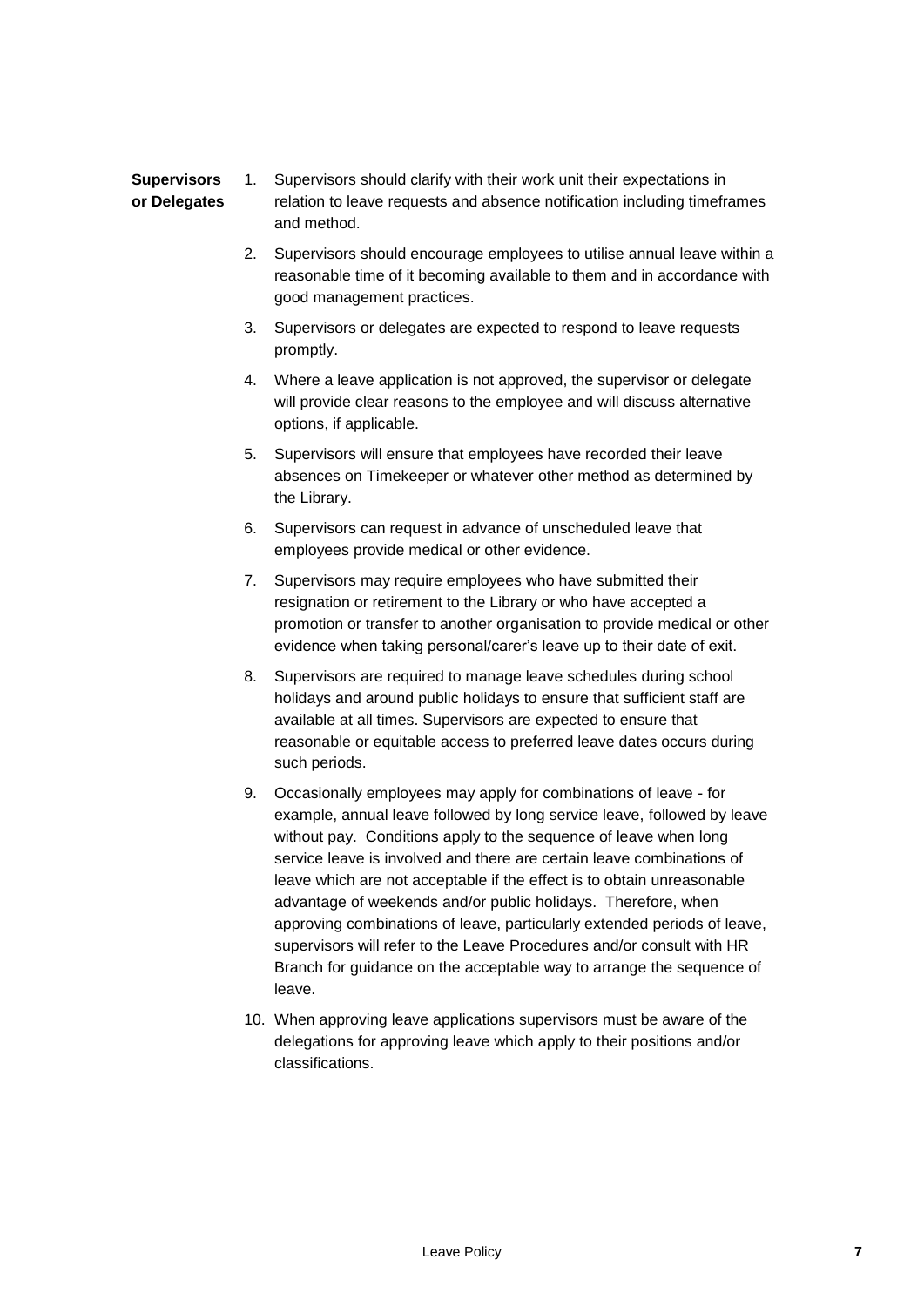**Supervisors or Delegates**

1. Supervisors should clarify with their work unit their expectations in relation to leave requests and absence notification including timeframes and method.

2. Supervisors should encourage employees to utilise annual leave within a reasonable time of it becoming available to them and in accordance with good management practices.

3. Supervisors or delegates are expected to respond to leave requests promptly.

4. Where a leave application is not approved, the supervisor or delegate will provide clear reasons to the employee and will discuss alternative options, if applicable.

5. Supervisors will ensure that employees have recorded their leave absences on Timekeeper or whatever other method as determined by the Library.

6. Supervisors can request in advance of unscheduled leave that employees provide medical or other evidence.

7. Supervisors may require employees who have submitted their resignation or retirement to the Library or who have accepted a promotion or transfer to another organisation to provide medical or other evidence when taking personal/carer's leave up to their date of exit.

8. Supervisors are required to manage leave schedules during school holidays and around public holidays to ensure that sufficient staff are available at all times. Supervisors are expected to ensure that reasonable or equitable access to preferred leave dates occurs during such periods.

9. Occasionally employees may apply for combinations of leave - for example, annual leave followed by long service leave, followed by leave without pay. Conditions apply to the sequence of leave when long service leave is involved and there are certain leave combinations of leave which are not acceptable if the effect is to obtain unreasonable advantage of weekends and/or public holidays. Therefore, when approving combinations of leave, particularly extended periods of leave, supervisors will refer to the Leave Procedures and/or consult with HR Branch for guidance on the acceptable way to arrange the sequence of leave.

10. When approving leave applications supervisors must be aware of the delegations for approving leave which apply to their positions and/or classifications.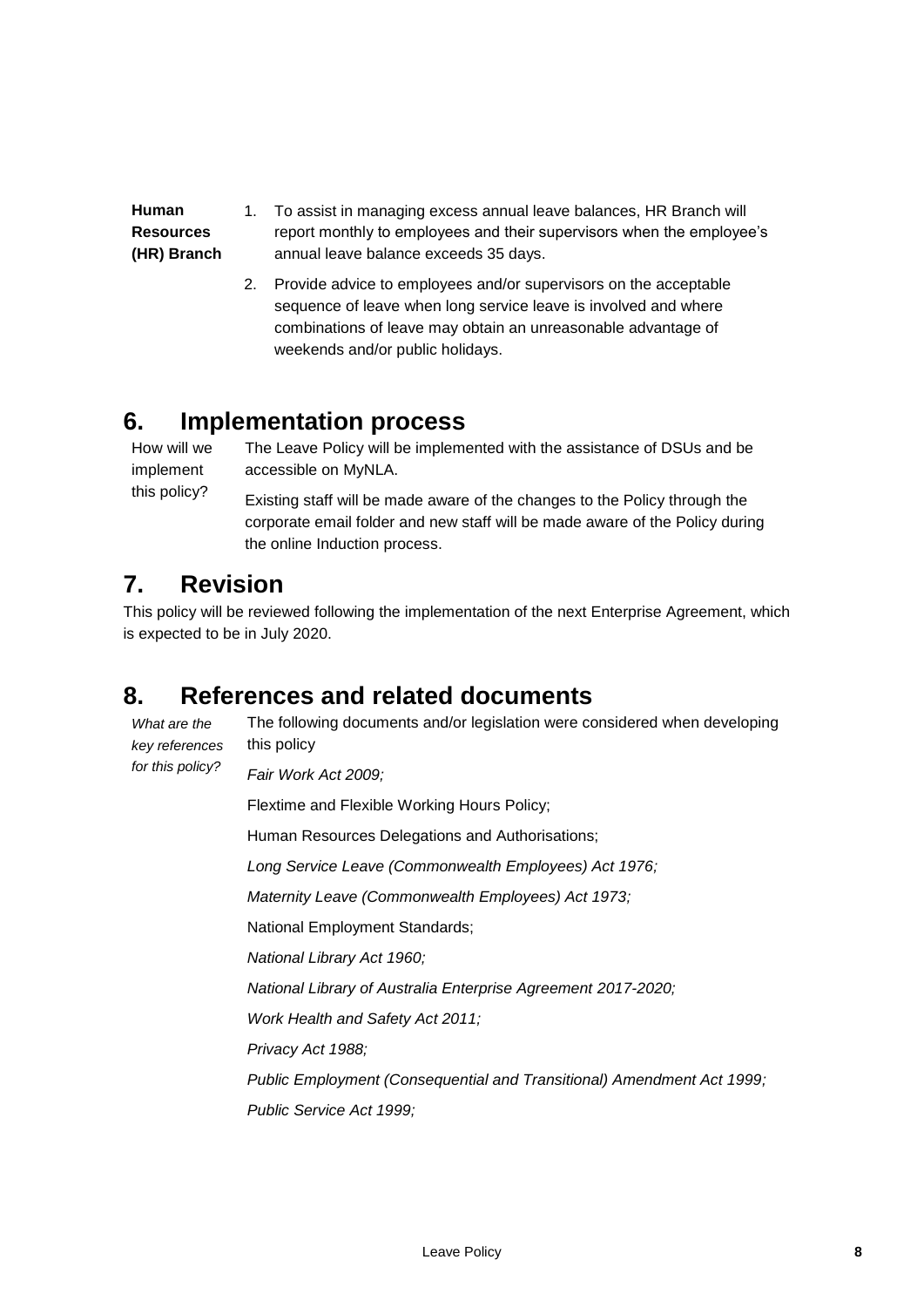**Human Resources (HR) Branch**

1. To assist in managing excess annual leave balances, HR Branch will report monthly to employees and their supervisors when the employee's annual leave balance exceeds 35 days.
2. Provide advice to employees and/or supervisors on the acceptable sequence of leave when long service leave is involved and where combinations of leave may obtain an unreasonable advantage of weekends and/or public holidays.

## 6. Implementation process

How will we implement this policy?

The Leave Policy will be implemented with the assistance of DSUs and be accessible on MyNLA.

Existing staff will be made aware of the changes to the Policy through the corporate email folder and new staff will be made aware of the Policy during the online Induction process.

## 7. Revision

This policy will be reviewed following the implementation of the next Enterprise Agreement, which is expected to be in July 2020.

## 8. References and related documents

*What are the key references for this policy?*

The following documents and/or legislation were considered when developing this policy

*Fair Work Act 2009;*

Flextime and Flexible Working Hours Policy;

Human Resources Delegations and Authorisations;

*Long Service Leave (Commonwealth Employees) Act 1976;*

*Maternity Leave (Commonwealth Employees) Act 1973;*

National Employment Standards;

*National Library Act 1960;*

*National Library of Australia Enterprise Agreement 2017-2020;*

*Work Health and Safety Act 2011;*

*Privacy Act 1988;*

*Public Employment (Consequential and Transitional) Amendment Act 1999;*

*Public Service Act 1999;*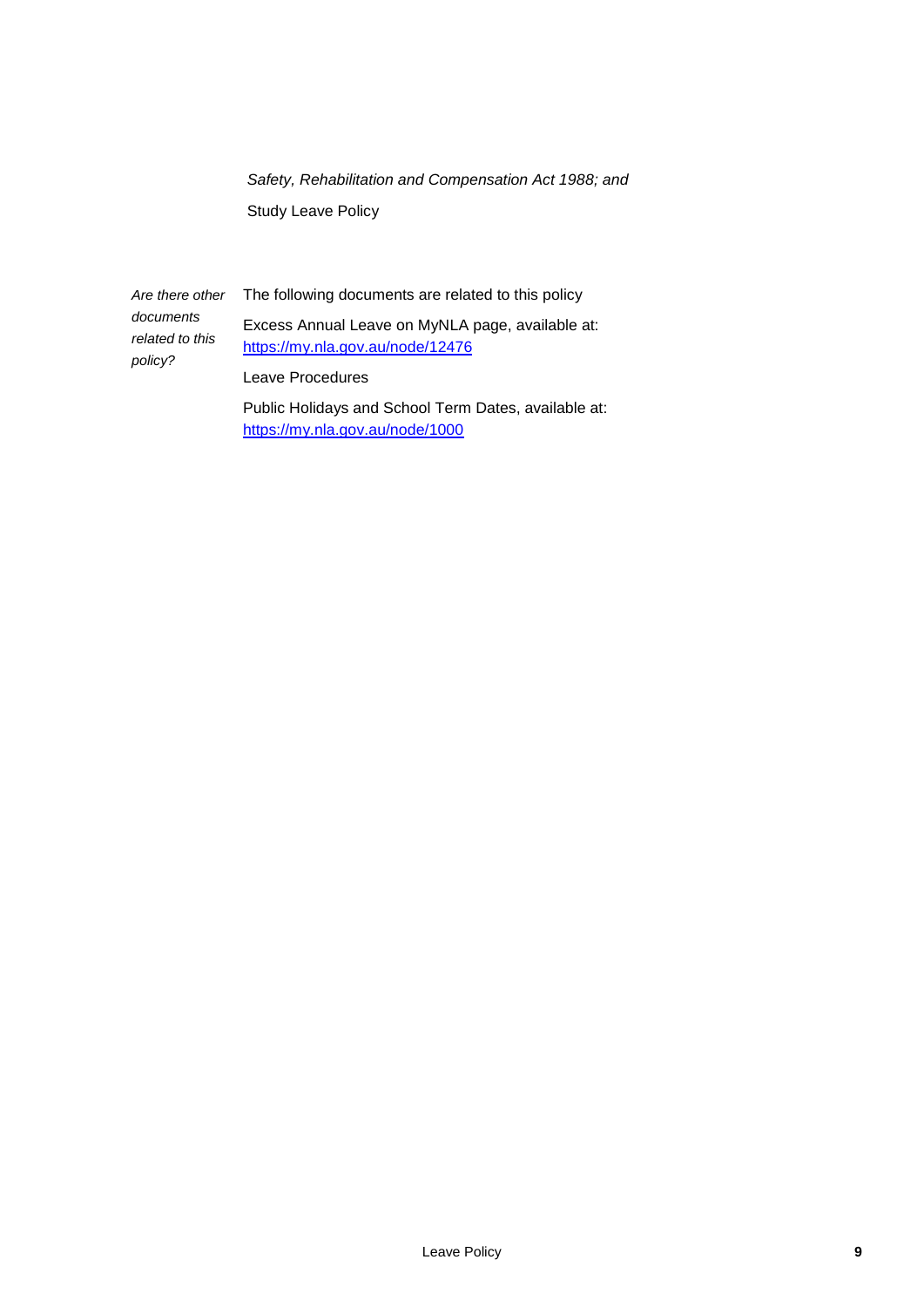*Safety, Rehabilitation and Compensation Act 1988; and*

Study Leave Policy

| | |
|---|---|
| *Are there other documents related to this policy?* | The following documents are related to this policy<br><br>Excess Annual Leave on MyNLA page, available at: [https://my.nla.gov.au/node/12476](https://my.nla.gov.au/node/12476)<br><br>Leave Procedures<br><br>Public Holidays and School Term Dates, available at: [https://my.nla.gov.au/node/1000](https://my.nla.gov.au/node/1000) |